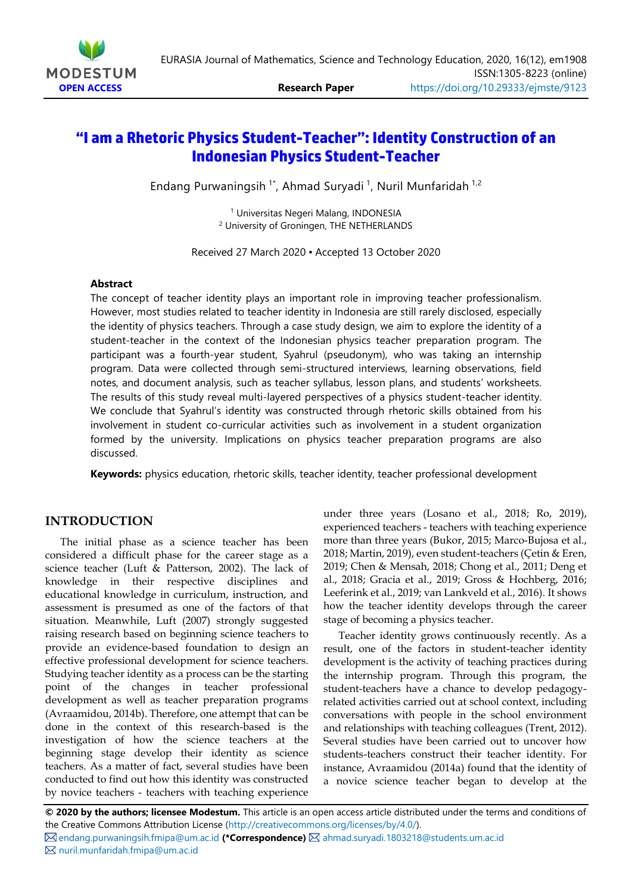# "I am a Rhetoric Physics Student-Teacher": Identity Construction of an Indonesian Physics Student-Teacher

Endang Purwaningsih [1*], Ahmad Suryadi [1], Nuril Munfaridah [1,2]

[1] Universitas Negeri Malang, INDONESIA
[2] University of Groningen, THE NETHERLANDS

Received 27 March 2020 ▪ Accepted 13 October 2020

### Abstract

The concept of teacher identity plays an important role in improving teacher professionalism. However, most studies related to teacher identity in Indonesia are still rarely disclosed, especially the identity of physics teachers. Through a case study design, we aim to explore the identity of a student-teacher in the context of the Indonesian physics teacher preparation program. The participant was a fourth-year student, Syahrul (pseudonym), who was taking an internship program. Data were collected through semi-structured interviews, learning observations, field notes, and document analysis, such as teacher syllabus, lesson plans, and students' worksheets. The results of this study reveal multi-layered perspectives of a physics student-teacher identity. We conclude that Syahrul's identity was constructed through rhetoric skills obtained from his involvement in student co-curricular activities such as involvement in a student organization formed by the university. Implications on physics teacher preparation programs are also discussed.

**Keywords:** physics education, rhetoric skills, teacher identity, teacher professional development

## INTRODUCTION

The initial phase as a science teacher has been considered a difficult phase for the career stage as a science teacher (Luft & Patterson, 2002). The lack of knowledge in their respective disciplines and educational knowledge in curriculum, instruction, and assessment is presumed as one of the factors of that situation. Meanwhile, Luft (2007) strongly suggested raising research based on beginning science teachers to provide an evidence-based foundation to design an effective professional development for science teachers. Studying teacher identity as a process can be the starting point of the changes in teacher professional development as well as teacher preparation programs (Avraamidou, 2014b). Therefore, one attempt that can be done in the context of this research-based is the investigation of how the science teachers at the beginning stage develop their identity as science teachers. As a matter of fact, several studies have been conducted to find out how this identity was constructed by novice teachers - teachers with teaching experience under three years (Losano et al., 2018; Ro, 2019), experienced teachers - teachers with teaching experience more than three years (Bukor, 2015; Marco-Bujosa et al., 2018; Martin, 2019), even student-teachers (Çetin & Eren, 2019; Chen & Mensah, 2018; Chong et al., 2011; Deng et al., 2018; Gracia et al., 2019; Gross & Hochberg, 2016; Leeferink et al., 2019; van Lankveld et al., 2016). It shows how the teacher identity develops through the career stage of becoming a physics teacher.

Teacher identity grows continuously recently. As a result, one of the factors in student-teacher identity development is the activity of teaching practices during the internship program. Through this program, the student-teachers have a chance to develop pedagogy-related activities carried out at school context, including conversations with people in the school environment and relationships with teaching colleagues (Trent, 2012). Several studies have been carried out to uncover how students-teachers construct their teacher identity. For instance, Avraamidou (2014a) found that the identity of a novice science teacher began to develop at the

**© 2020 by the authors; licensee Modestum.** This article is an open access article distributed under the terms and conditions of the Creative Commons Attribution License (http://creativecommons.org/licenses/by/4.0/).
endang.purwaningsih.fmipa@um.ac.id **(*Correspondence)** ahmad.suryadi.1803218@students.um.ac.id
nuril.munfaridah.fmipa@um.ac.id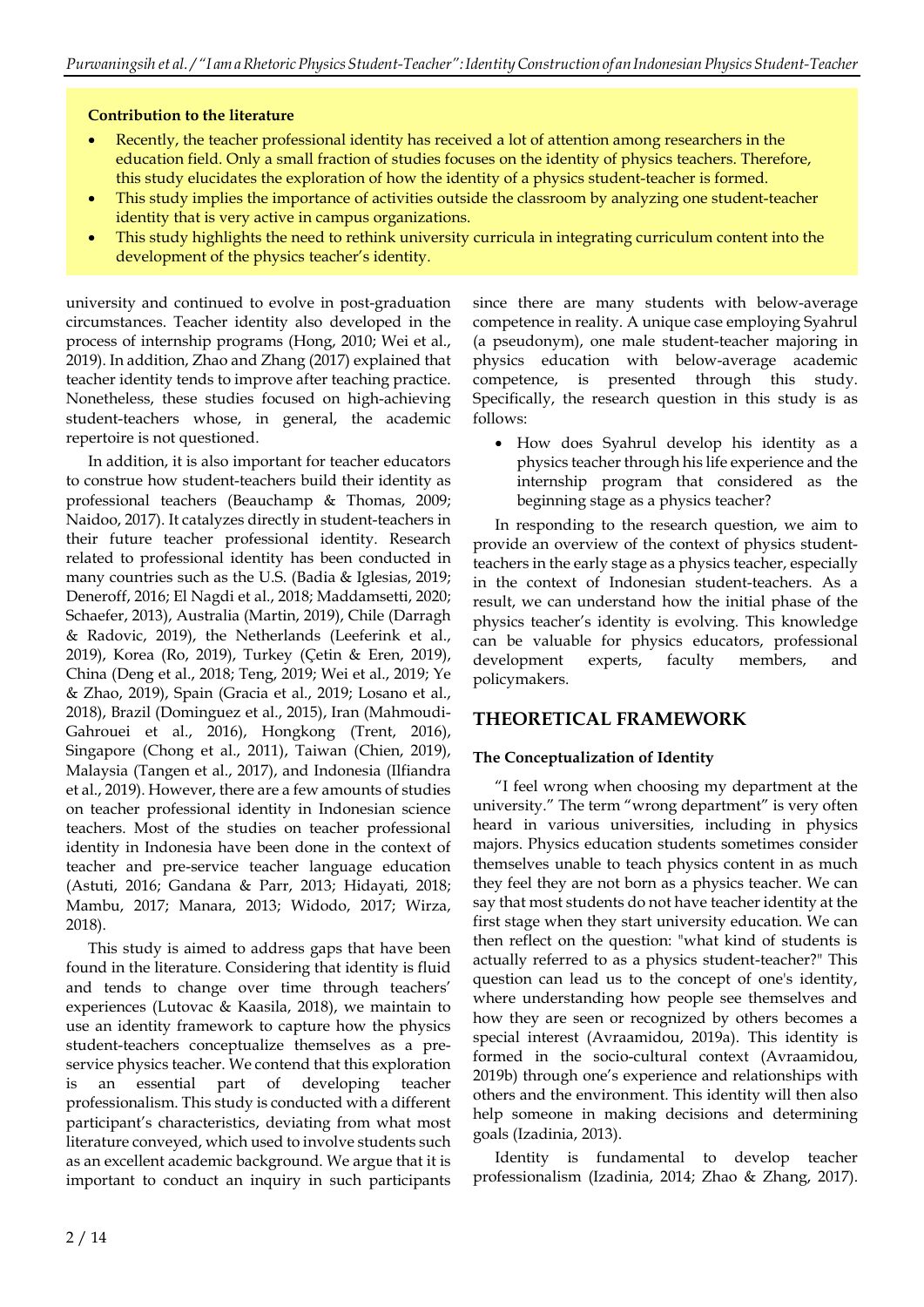**Contribution to the literature**

- Recently, the teacher professional identity has received a lot of attention among researchers in the education field. Only a small fraction of studies focuses on the identity of physics teachers. Therefore, this study elucidates the exploration of how the identity of a physics student-teacher is formed.
- This study implies the importance of activities outside the classroom by analyzing one student-teacher identity that is very active in campus organizations.
- This study highlights the need to rethink university curricula in integrating curriculum content into the development of the physics teacher's identity.

university and continued to evolve in post-graduation circumstances. Teacher identity also developed in the process of internship programs (Hong, 2010; Wei et al., 2019). In addition, Zhao and Zhang (2017) explained that teacher identity tends to improve after teaching practice. Nonetheless, these studies focused on high-achieving student-teachers whose, in general, the academic repertoire is not questioned.

In addition, it is also important for teacher educators to construe how student-teachers build their identity as professional teachers (Beauchamp & Thomas, 2009; Naidoo, 2017). It catalyzes directly in student-teachers in their future teacher professional identity. Research related to professional identity has been conducted in many countries such as the U.S. (Badia & Iglesias, 2019; Deneroff, 2016; El Nagdi et al., 2018; Maddamsetti, 2020; Schaefer, 2013), Australia (Martin, 2019), Chile (Darragh & Radovic, 2019), the Netherlands (Leeferink et al., 2019), Korea (Ro, 2019), Turkey (Çetin & Eren, 2019), China (Deng et al., 2018; Teng, 2019; Wei et al., 2019; Ye & Zhao, 2019), Spain (Gracia et al., 2019; Losano et al., 2018), Brazil (Dominguez et al., 2015), Iran (Mahmoudi-Gahrouei et al., 2016), Hongkong (Trent, 2016), Singapore (Chong et al., 2011), Taiwan (Chien, 2019), Malaysia (Tangen et al., 2017), and Indonesia (Ilfiandra et al., 2019). However, there are a few amounts of studies on teacher professional identity in Indonesian science teachers. Most of the studies on teacher professional identity in Indonesia have been done in the context of teacher and pre-service teacher language education (Astuti, 2016; Gandana & Parr, 2013; Hidayati, 2018; Mambu, 2017; Manara, 2013; Widodo, 2017; Wirza, 2018).

This study is aimed to address gaps that have been found in the literature. Considering that identity is fluid and tends to change over time through teachers' experiences (Lutovac & Kaasila, 2018), we maintain to use an identity framework to capture how the physics student-teachers conceptualize themselves as a pre-service physics teacher. We contend that this exploration is an essential part of developing teacher professionalism. This study is conducted with a different participant's characteristics, deviating from what most literature conveyed, which used to involve students such as an excellent academic background. We argue that it is important to conduct an inquiry in such participants since there are many students with below-average competence in reality. A unique case employing Syahrul (a pseudonym), one male student-teacher majoring in physics education with below-average academic competence, is presented through this study. Specifically, the research question in this study is as follows:

- How does Syahrul develop his identity as a physics teacher through his life experience and the internship program that considered as the beginning stage as a physics teacher?

In responding to the research question, we aim to provide an overview of the context of physics student-teachers in the early stage as a physics teacher, especially in the context of Indonesian student-teachers. As a result, we can understand how the initial phase of the physics teacher's identity is evolving. This knowledge can be valuable for physics educators, professional development experts, faculty members, and policymakers.

## THEORETICAL FRAMEWORK

### The Conceptualization of Identity

"I feel wrong when choosing my department at the university." The term "wrong department" is very often heard in various universities, including in physics majors. Physics education students sometimes consider themselves unable to teach physics content in as much they feel they are not born as a physics teacher. We can say that most students do not have teacher identity at the first stage when they start university education. We can then reflect on the question: "what kind of students is actually referred to as a physics student-teacher?" This question can lead us to the concept of one's identity, where understanding how people see themselves and how they are seen or recognized by others becomes a special interest (Avraamidou, 2019a). This identity is formed in the socio-cultural context (Avraamidou, 2019b) through one's experience and relationships with others and the environment. This identity will then also help someone in making decisions and determining goals (Izadinia, 2013).

Identity is fundamental to develop teacher professionalism (Izadinia, 2014; Zhao & Zhang, 2017).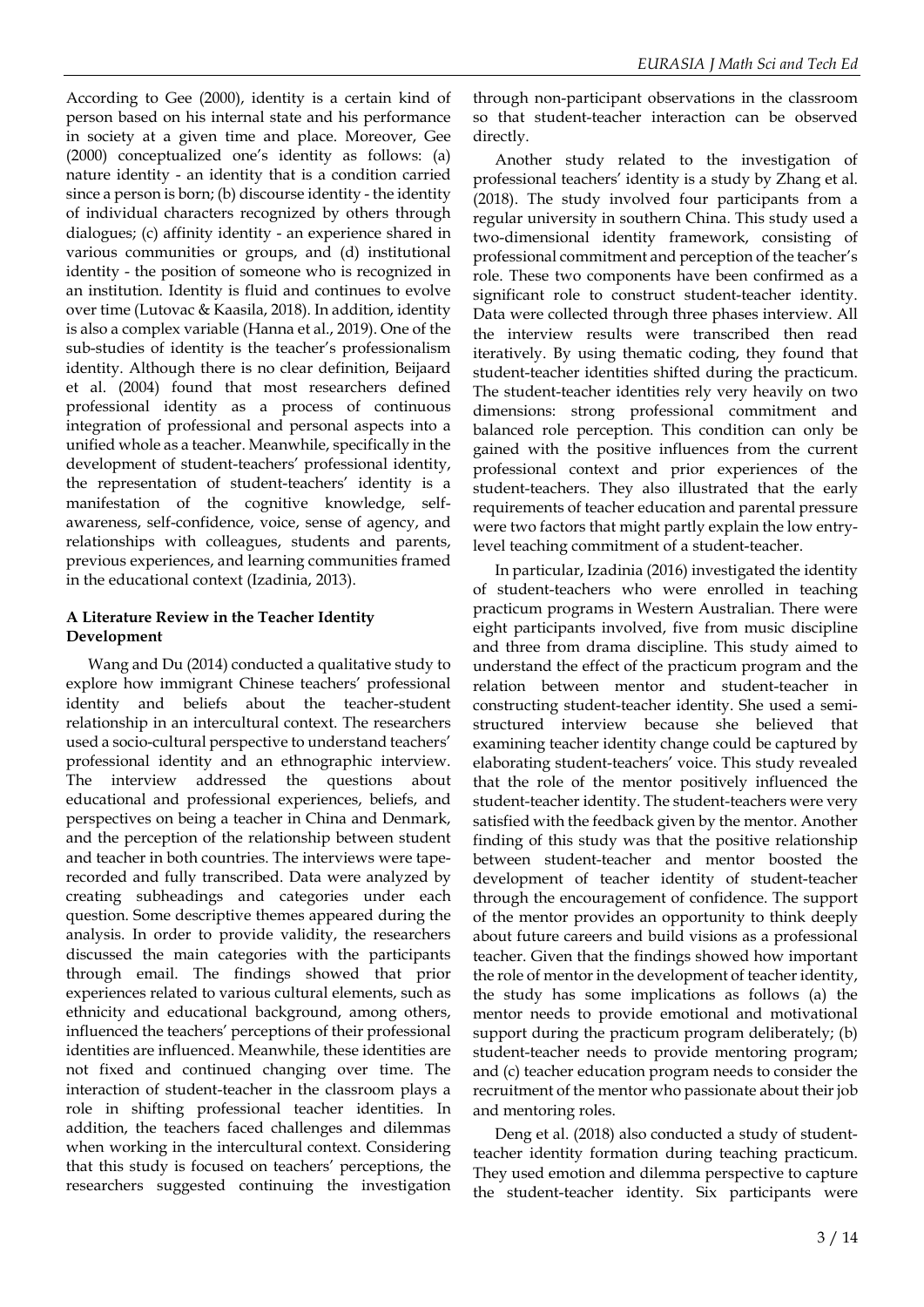According to Gee (2000), identity is a certain kind of person based on his internal state and his performance in society at a given time and place. Moreover, Gee (2000) conceptualized one's identity as follows: (a) nature identity - an identity that is a condition carried since a person is born; (b) discourse identity - the identity of individual characters recognized by others through dialogues; (c) affinity identity - an experience shared in various communities or groups, and (d) institutional identity - the position of someone who is recognized in an institution. Identity is fluid and continues to evolve over time (Lutovac & Kaasila, 2018). In addition, identity is also a complex variable (Hanna et al., 2019). One of the sub-studies of identity is the teacher's professionalism identity. Although there is no clear definition, Beijaard et al. (2004) found that most researchers defined professional identity as a process of continuous integration of professional and personal aspects into a unified whole as a teacher. Meanwhile, specifically in the development of student-teachers' professional identity, the representation of student-teachers' identity is a manifestation of the cognitive knowledge, self-awareness, self-confidence, voice, sense of agency, and relationships with colleagues, students and parents, previous experiences, and learning communities framed in the educational context (Izadinia, 2013).

**A Literature Review in the Teacher Identity Development**

Wang and Du (2014) conducted a qualitative study to explore how immigrant Chinese teachers' professional identity and beliefs about the teacher-student relationship in an intercultural context. The researchers used a socio-cultural perspective to understand teachers' professional identity and an ethnographic interview. The interview addressed the questions about educational and professional experiences, beliefs, and perspectives on being a teacher in China and Denmark, and the perception of the relationship between student and teacher in both countries. The interviews were tape-recorded and fully transcribed. Data were analyzed by creating subheadings and categories under each question. Some descriptive themes appeared during the analysis. In order to provide validity, the researchers discussed the main categories with the participants through email. The findings showed that prior experiences related to various cultural elements, such as ethnicity and educational background, among others, influenced the teachers' perceptions of their professional identities are influenced. Meanwhile, these identities are not fixed and continued changing over time. The interaction of student-teacher in the classroom plays a role in shifting professional teacher identities. In addition, the teachers faced challenges and dilemmas when working in the intercultural context. Considering that this study is focused on teachers' perceptions, the researchers suggested continuing the investigation through non-participant observations in the classroom so that student-teacher interaction can be observed directly.

Another study related to the investigation of professional teachers' identity is a study by Zhang et al. (2018). The study involved four participants from a regular university in southern China. This study used a two-dimensional identity framework, consisting of professional commitment and perception of the teacher's role. These two components have been confirmed as a significant role to construct student-teacher identity. Data were collected through three phases interview. All the interview results were transcribed then read iteratively. By using thematic coding, they found that student-teacher identities shifted during the practicum. The student-teacher identities rely very heavily on two dimensions: strong professional commitment and balanced role perception. This condition can only be gained with the positive influences from the current professional context and prior experiences of the student-teachers. They also illustrated that the early requirements of teacher education and parental pressure were two factors that might partly explain the low entry-level teaching commitment of a student-teacher.

In particular, Izadinia (2016) investigated the identity of student-teachers who were enrolled in teaching practicum programs in Western Australian. There were eight participants involved, five from music discipline and three from drama discipline. This study aimed to understand the effect of the practicum program and the relation between mentor and student-teacher in constructing student-teacher identity. She used a semi-structured interview because she believed that examining teacher identity change could be captured by elaborating student-teachers' voice. This study revealed that the role of the mentor positively influenced the student-teacher identity. The student-teachers were very satisfied with the feedback given by the mentor. Another finding of this study was that the positive relationship between student-teacher and mentor boosted the development of teacher identity of student-teacher through the encouragement of confidence. The support of the mentor provides an opportunity to think deeply about future careers and build visions as a professional teacher. Given that the findings showed how important the role of mentor in the development of teacher identity, the study has some implications as follows (a) the mentor needs to provide emotional and motivational support during the practicum program deliberately; (b) student-teacher needs to provide mentoring program; and (c) teacher education program needs to consider the recruitment of the mentor who passionate about their job and mentoring roles.

Deng et al. (2018) also conducted a study of student-teacher identity formation during teaching practicum. They used emotion and dilemma perspective to capture the student-teacher identity. Six participants were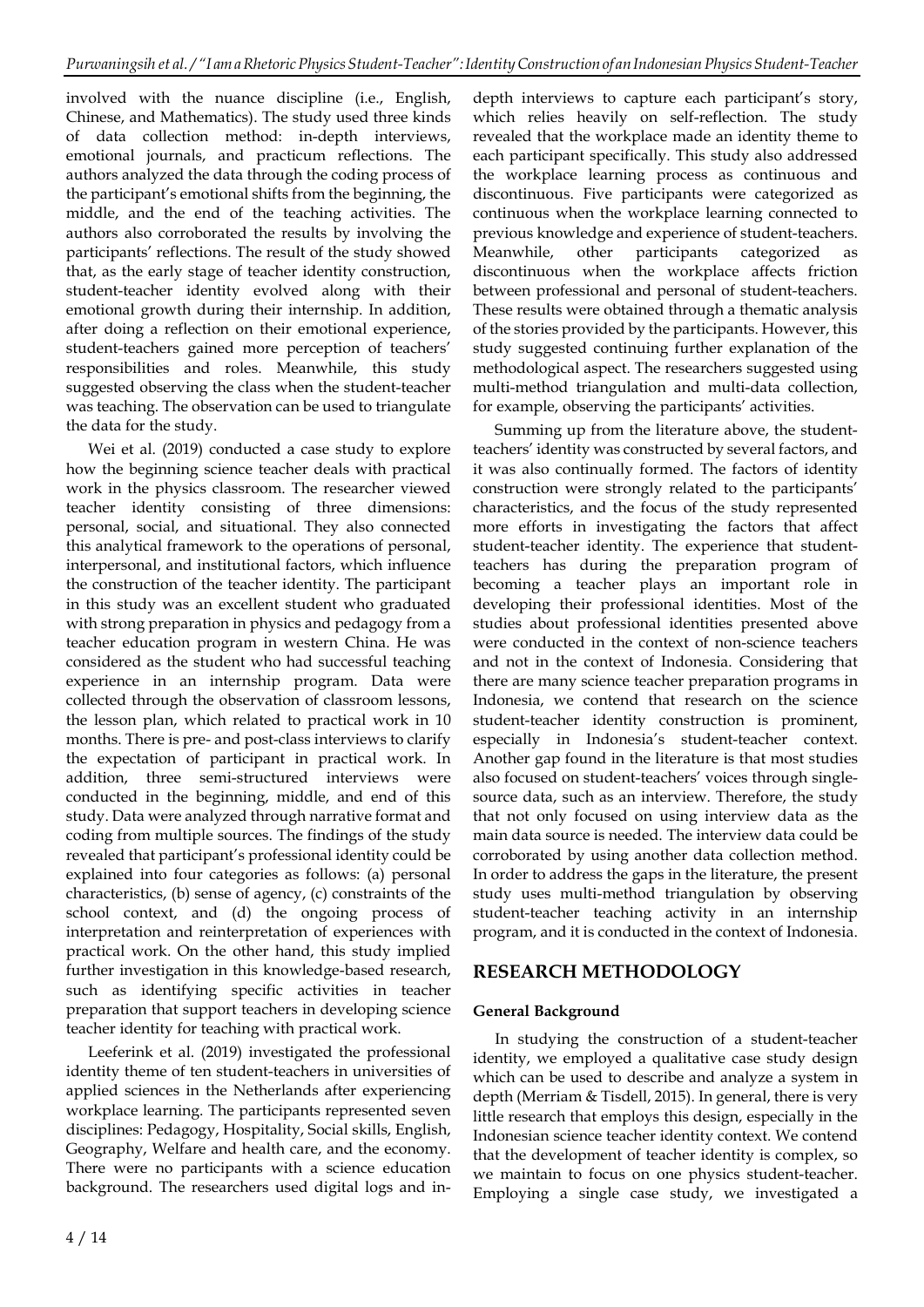involved with the nuance discipline (i.e., English, Chinese, and Mathematics). The study used three kinds of data collection method: in-depth interviews, emotional journals, and practicum reflections. The authors analyzed the data through the coding process of the participant's emotional shifts from the beginning, the middle, and the end of the teaching activities. The authors also corroborated the results by involving the participants' reflections. The result of the study showed that, as the early stage of teacher identity construction, student-teacher identity evolved along with their emotional growth during their internship. In addition, after doing a reflection on their emotional experience, student-teachers gained more perception of teachers' responsibilities and roles. Meanwhile, this study suggested observing the class when the student-teacher was teaching. The observation can be used to triangulate the data for the study.

Wei et al. (2019) conducted a case study to explore how the beginning science teacher deals with practical work in the physics classroom. The researcher viewed teacher identity consisting of three dimensions: personal, social, and situational. They also connected this analytical framework to the operations of personal, interpersonal, and institutional factors, which influence the construction of the teacher identity. The participant in this study was an excellent student who graduated with strong preparation in physics and pedagogy from a teacher education program in western China. He was considered as the student who had successful teaching experience in an internship program. Data were collected through the observation of classroom lessons, the lesson plan, which related to practical work in 10 months. There is pre- and post-class interviews to clarify the expectation of participant in practical work. In addition, three semi-structured interviews were conducted in the beginning, middle, and end of this study. Data were analyzed through narrative format and coding from multiple sources. The findings of the study revealed that participant's professional identity could be explained into four categories as follows: (a) personal characteristics, (b) sense of agency, (c) constraints of the school context, and (d) the ongoing process of interpretation and reinterpretation of experiences with practical work. On the other hand, this study implied further investigation in this knowledge-based research, such as identifying specific activities in teacher preparation that support teachers in developing science teacher identity for teaching with practical work.

Leeferink et al. (2019) investigated the professional identity theme of ten student-teachers in universities of applied sciences in the Netherlands after experiencing workplace learning. The participants represented seven disciplines: Pedagogy, Hospitality, Social skills, English, Geography, Welfare and health care, and the economy. There were no participants with a science education background. The researchers used digital logs and in-depth interviews to capture each participant's story, which relies heavily on self-reflection. The study revealed that the workplace made an identity theme to each participant specifically. This study also addressed the workplace learning process as continuous and discontinuous. Five participants were categorized as continuous when the workplace learning connected to previous knowledge and experience of student-teachers. Meanwhile, other participants categorized as discontinuous when the workplace affects friction between professional and personal of student-teachers. These results were obtained through a thematic analysis of the stories provided by the participants. However, this study suggested continuing further explanation of the methodological aspect. The researchers suggested using multi-method triangulation and multi-data collection, for example, observing the participants' activities.

Summing up from the literature above, the student-teachers' identity was constructed by several factors, and it was also continually formed. The factors of identity construction were strongly related to the participants' characteristics, and the focus of the study represented more efforts in investigating the factors that affect student-teacher identity. The experience that student-teachers has during the preparation program of becoming a teacher plays an important role in developing their professional identities. Most of the studies about professional identities presented above were conducted in the context of non-science teachers and not in the context of Indonesia. Considering that there are many science teacher preparation programs in Indonesia, we contend that research on the science student-teacher identity construction is prominent, especially in Indonesia's student-teacher context. Another gap found in the literature is that most studies also focused on student-teachers' voices through single-source data, such as an interview. Therefore, the study that not only focused on using interview data as the main data source is needed. The interview data could be corroborated by using another data collection method. In order to address the gaps in the literature, the present study uses multi-method triangulation by observing student-teacher teaching activity in an internship program, and it is conducted in the context of Indonesia.

## RESEARCH METHODOLOGY

### General Background

In studying the construction of a student-teacher identity, we employed a qualitative case study design which can be used to describe and analyze a system in depth (Merriam & Tisdell, 2015). In general, there is very little research that employs this design, especially in the Indonesian science teacher identity context. We contend that the development of teacher identity is complex, so we maintain to focus on one physics student-teacher. Employing a single case study, we investigated a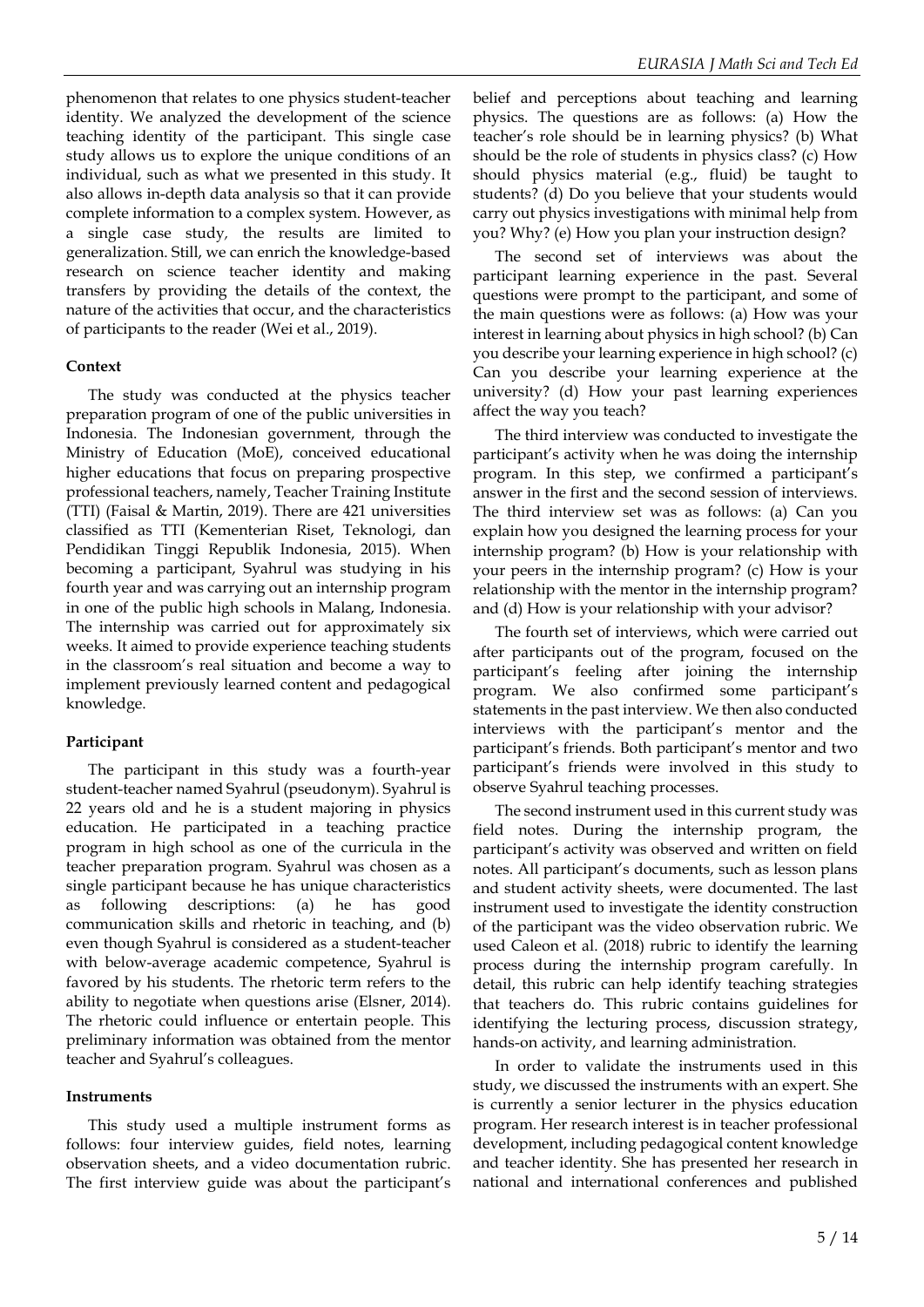phenomenon that relates to one physics student-teacher identity. We analyzed the development of the science teaching identity of the participant. This single case study allows us to explore the unique conditions of an individual, such as what we presented in this study. It also allows in-depth data analysis so that it can provide complete information to a complex system. However, as a single case study, the results are limited to generalization. Still, we can enrich the knowledge-based research on science teacher identity and making transfers by providing the details of the context, the nature of the activities that occur, and the characteristics of participants to the reader (Wei et al., 2019).

**Context**

The study was conducted at the physics teacher preparation program of one of the public universities in Indonesia. The Indonesian government, through the Ministry of Education (MoE), conceived educational higher educations that focus on preparing prospective professional teachers, namely, Teacher Training Institute (TTI) (Faisal & Martin, 2019). There are 421 universities classified as TTI (Kementerian Riset, Teknologi, dan Pendidikan Tinggi Republik Indonesia, 2015). When becoming a participant, Syahrul was studying in his fourth year and was carrying out an internship program in one of the public high schools in Malang, Indonesia. The internship was carried out for approximately six weeks. It aimed to provide experience teaching students in the classroom's real situation and become a way to implement previously learned content and pedagogical knowledge.

**Participant**

The participant in this study was a fourth-year student-teacher named Syahrul (pseudonym). Syahrul is 22 years old and he is a student majoring in physics education. He participated in a teaching practice program in high school as one of the curricula in the teacher preparation program. Syahrul was chosen as a single participant because he has unique characteristics as following descriptions: (a) he has good communication skills and rhetoric in teaching, and (b) even though Syahrul is considered as a student-teacher with below-average academic competence, Syahrul is favored by his students. The rhetoric term refers to the ability to negotiate when questions arise (Elsner, 2014). The rhetoric could influence or entertain people. This preliminary information was obtained from the mentor teacher and Syahrul's colleagues.

**Instruments**

This study used a multiple instrument forms as follows: four interview guides, field notes, learning observation sheets, and a video documentation rubric. The first interview guide was about the participant's belief and perceptions about teaching and learning physics. The questions are as follows: (a) How the teacher's role should be in learning physics? (b) What should be the role of students in physics class? (c) How should physics material (e.g., fluid) be taught to students? (d) Do you believe that your students would carry out physics investigations with minimal help from you? Why? (e) How you plan your instruction design?

The second set of interviews was about the participant learning experience in the past. Several questions were prompt to the participant, and some of the main questions were as follows: (a) How was your interest in learning about physics in high school? (b) Can you describe your learning experience in high school? (c) Can you describe your learning experience at the university? (d) How your past learning experiences affect the way you teach?

The third interview was conducted to investigate the participant's activity when he was doing the internship program. In this step, we confirmed a participant's answer in the first and the second session of interviews. The third interview set was as follows: (a) Can you explain how you designed the learning process for your internship program? (b) How is your relationship with your peers in the internship program? (c) How is your relationship with the mentor in the internship program? and (d) How is your relationship with your advisor?

The fourth set of interviews, which were carried out after participants out of the program, focused on the participant's feeling after joining the internship program. We also confirmed some participant's statements in the past interview. We then also conducted interviews with the participant's mentor and the participant's friends. Both participant's mentor and two participant's friends were involved in this study to observe Syahrul teaching processes.

The second instrument used in this current study was field notes. During the internship program, the participant's activity was observed and written on field notes. All participant's documents, such as lesson plans and student activity sheets, were documented. The last instrument used to investigate the identity construction of the participant was the video observation rubric. We used Caleon et al. (2018) rubric to identify the learning process during the internship program carefully. In detail, this rubric can help identify teaching strategies that teachers do. This rubric contains guidelines for identifying the lecturing process, discussion strategy, hands-on activity, and learning administration.

In order to validate the instruments used in this study, we discussed the instruments with an expert. She is currently a senior lecturer in the physics education program. Her research interest is in teacher professional development, including pedagogical content knowledge and teacher identity. She has presented her research in national and international conferences and published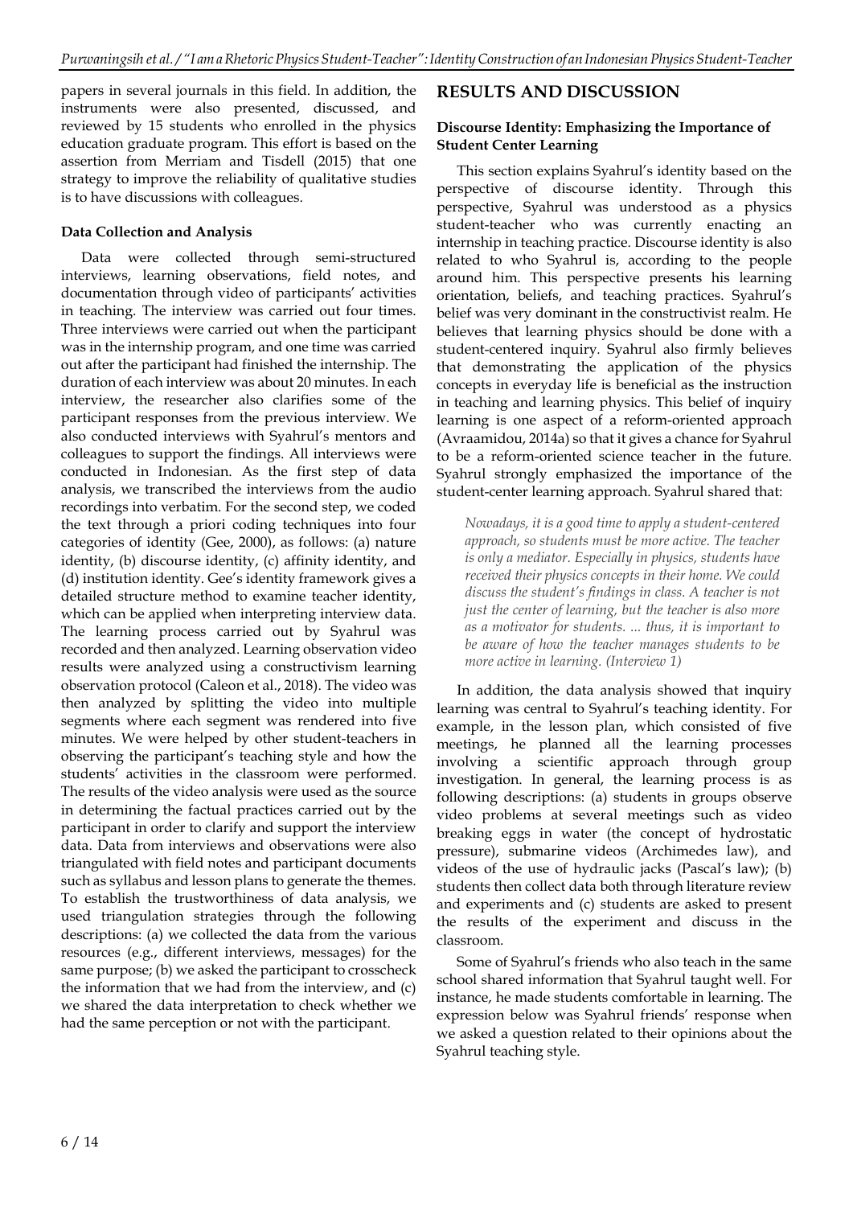papers in several journals in this field. In addition, the instruments were also presented, discussed, and reviewed by 15 students who enrolled in the physics education graduate program. This effort is based on the assertion from Merriam and Tisdell (2015) that one strategy to improve the reliability of qualitative studies is to have discussions with colleagues.

### Data Collection and Analysis

Data were collected through semi-structured interviews, learning observations, field notes, and documentation through video of participants' activities in teaching. The interview was carried out four times. Three interviews were carried out when the participant was in the internship program, and one time was carried out after the participant had finished the internship. The duration of each interview was about 20 minutes. In each interview, the researcher also clarifies some of the participant responses from the previous interview. We also conducted interviews with Syahrul's mentors and colleagues to support the findings. All interviews were conducted in Indonesian. As the first step of data analysis, we transcribed the interviews from the audio recordings into verbatim. For the second step, we coded the text through a priori coding techniques into four categories of identity (Gee, 2000), as follows: (a) nature identity, (b) discourse identity, (c) affinity identity, and (d) institution identity. Gee's identity framework gives a detailed structure method to examine teacher identity, which can be applied when interpreting interview data. The learning process carried out by Syahrul was recorded and then analyzed. Learning observation video results were analyzed using a constructivism learning observation protocol (Caleon et al., 2018). The video was then analyzed by splitting the video into multiple segments where each segment was rendered into five minutes. We were helped by other student-teachers in observing the participant's teaching style and how the students' activities in the classroom were performed. The results of the video analysis were used as the source in determining the factual practices carried out by the participant in order to clarify and support the interview data. Data from interviews and observations were also triangulated with field notes and participant documents such as syllabus and lesson plans to generate the themes. To establish the trustworthiness of data analysis, we used triangulation strategies through the following descriptions: (a) we collected the data from the various resources (e.g., different interviews, messages) for the same purpose; (b) we asked the participant to crosscheck the information that we had from the interview, and (c) we shared the data interpretation to check whether we had the same perception or not with the participant.

## RESULTS AND DISCUSSION

### Discourse Identity: Emphasizing the Importance of Student Center Learning

This section explains Syahrul's identity based on the perspective of discourse identity. Through this perspective, Syahrul was understood as a physics student-teacher who was currently enacting an internship in teaching practice. Discourse identity is also related to who Syahrul is, according to the people around him. This perspective presents his learning orientation, beliefs, and teaching practices. Syahrul's belief was very dominant in the constructivist realm. He believes that learning physics should be done with a student-centered inquiry. Syahrul also firmly believes that demonstrating the application of the physics concepts in everyday life is beneficial as the instruction in teaching and learning physics. This belief of inquiry learning is one aspect of a reform-oriented approach (Avraamidou, 2014a) so that it gives a chance for Syahrul to be a reform-oriented science teacher in the future. Syahrul strongly emphasized the importance of the student-center learning approach. Syahrul shared that:

> *Nowadays, it is a good time to apply a student-centered approach, so students must be more active. The teacher is only a mediator. Especially in physics, students have received their physics concepts in their home. We could discuss the student's findings in class. A teacher is not just the center of learning, but the teacher is also more as a motivator for students. ... thus, it is important to be aware of how the teacher manages students to be more active in learning. (Interview 1)*

In addition, the data analysis showed that inquiry learning was central to Syahrul's teaching identity. For example, in the lesson plan, which consisted of five meetings, he planned all the learning processes involving a scientific approach through group investigation. In general, the learning process is as following descriptions: (a) students in groups observe video problems at several meetings such as video breaking eggs in water (the concept of hydrostatic pressure), submarine videos (Archimedes law), and videos of the use of hydraulic jacks (Pascal's law); (b) students then collect data both through literature review and experiments and (c) students are asked to present the results of the experiment and discuss in the classroom.

Some of Syahrul's friends who also teach in the same school shared information that Syahrul taught well. For instance, he made students comfortable in learning. The expression below was Syahrul friends' response when we asked a question related to their opinions about the Syahrul teaching style.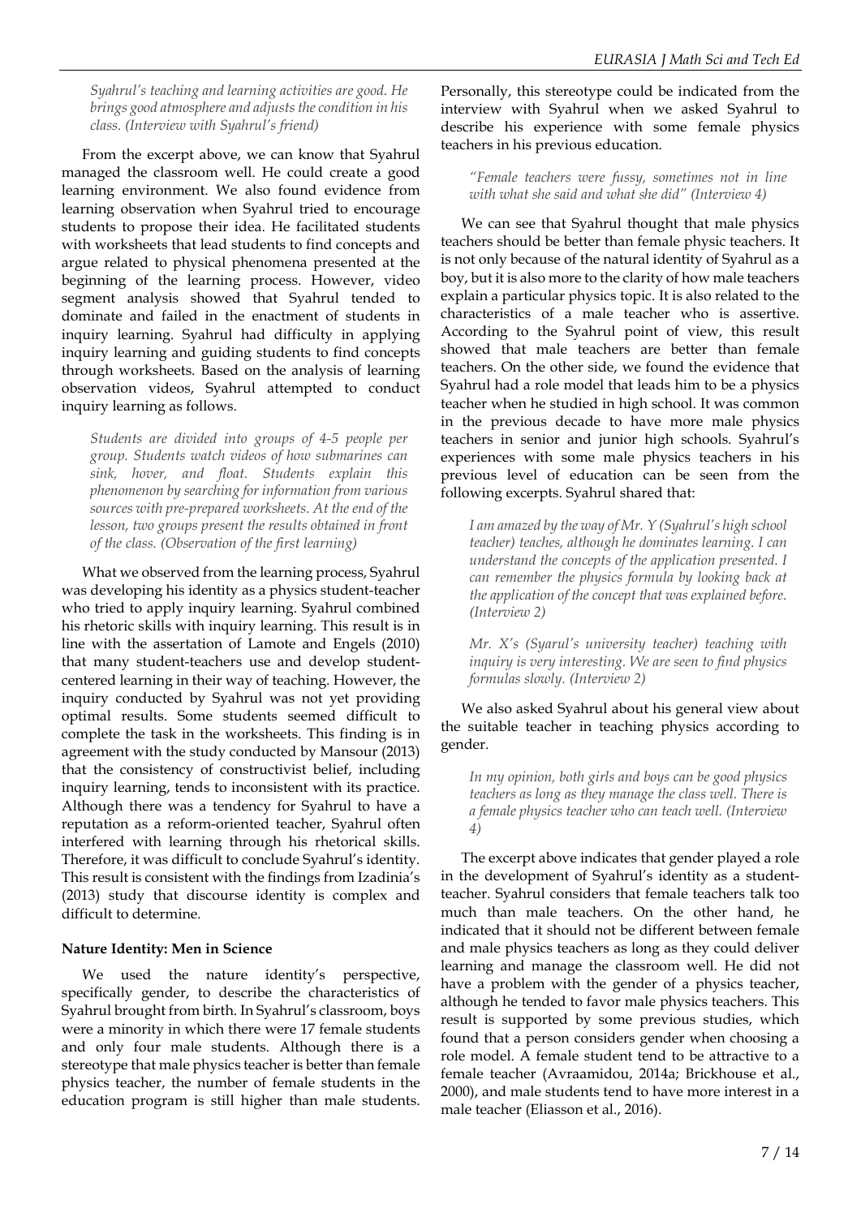*Syahrul's teaching and learning activities are good. He brings good atmosphere and adjusts the condition in his class. (Interview with Syahrul's friend)*

From the excerpt above, we can know that Syahrul managed the classroom well. He could create a good learning environment. We also found evidence from learning observation when Syahrul tried to encourage students to propose their idea. He facilitated students with worksheets that lead students to find concepts and argue related to physical phenomena presented at the beginning of the learning process. However, video segment analysis showed that Syahrul tended to dominate and failed in the enactment of students in inquiry learning. Syahrul had difficulty in applying inquiry learning and guiding students to find concepts through worksheets. Based on the analysis of learning observation videos, Syahrul attempted to conduct inquiry learning as follows.

*Students are divided into groups of 4-5 people per group. Students watch videos of how submarines can sink, hover, and float. Students explain this phenomenon by searching for information from various sources with pre-prepared worksheets. At the end of the lesson, two groups present the results obtained in front of the class. (Observation of the first learning)*

What we observed from the learning process, Syahrul was developing his identity as a physics student-teacher who tried to apply inquiry learning. Syahrul combined his rhetoric skills with inquiry learning. This result is in line with the assertion of Lamote and Engels (2010) that many student-teachers use and develop student-centered learning in their way of teaching. However, the inquiry conducted by Syahrul was not yet providing optimal results. Some students seemed difficult to complete the task in the worksheets. This finding is in agreement with the study conducted by Mansour (2013) that the consistency of constructivist belief, including inquiry learning, tends to inconsistent with its practice. Although there was a tendency for Syahrul to have a reputation as a reform-oriented teacher, Syahrul often interfered with learning through his rhetorical skills. Therefore, it was difficult to conclude Syahrul's identity. This result is consistent with the findings from Izadinia's (2013) study that discourse identity is complex and difficult to determine.

**Nature Identity: Men in Science**

We used the nature identity's perspective, specifically gender, to describe the characteristics of Syahrul brought from birth. In Syahrul's classroom, boys were a minority in which there were 17 female students and only four male students. Although there is a stereotype that male physics teacher is better than female physics teacher, the number of female students in the education program is still higher than male students. Personally, this stereotype could be indicated from the interview with Syahrul when we asked Syahrul to describe his experience with some female physics teachers in his previous education.

*"Female teachers were fussy, sometimes not in line with what she said and what she did" (Interview 4)*

We can see that Syahrul thought that male physics teachers should be better than female physic teachers. It is not only because of the natural identity of Syahrul as a boy, but it is also more to the clarity of how male teachers explain a particular physics topic. It is also related to the characteristics of a male teacher who is assertive. According to the Syahrul point of view, this result showed that male teachers are better than female teachers. On the other side, we found the evidence that Syahrul had a role model that leads him to be a physics teacher when he studied in high school. It was common in the previous decade to have more male physics teachers in senior and junior high schools. Syahrul's experiences with some male physics teachers in his previous level of education can be seen from the following excerpts. Syahrul shared that:

*I am amazed by the way of Mr. Y (Syahrul's high school teacher) teaches, although he dominates learning. I can understand the concepts of the application presented. I can remember the physics formula by looking back at the application of the concept that was explained before. (Interview 2)*

*Mr. X's (Syarul's university teacher) teaching with inquiry is very interesting. We are seen to find physics formulas slowly. (Interview 2)*

We also asked Syahrul about his general view about the suitable teacher in teaching physics according to gender.

*In my opinion, both girls and boys can be good physics teachers as long as they manage the class well. There is a female physics teacher who can teach well. (Interview 4)*

The excerpt above indicates that gender played a role in the development of Syahrul's identity as a student-teacher. Syahrul considers that female teachers talk too much than male teachers. On the other hand, he indicated that it should not be different between female and male physics teachers as long as they could deliver learning and manage the classroom well. He did not have a problem with the gender of a physics teacher, although he tended to favor male physics teachers. This result is supported by some previous studies, which found that a person considers gender when choosing a role model. A female student tend to be attractive to a female teacher (Avraamidou, 2014a; Brickhouse et al., 2000), and male students tend to have more interest in a male teacher (Eliasson et al., 2016).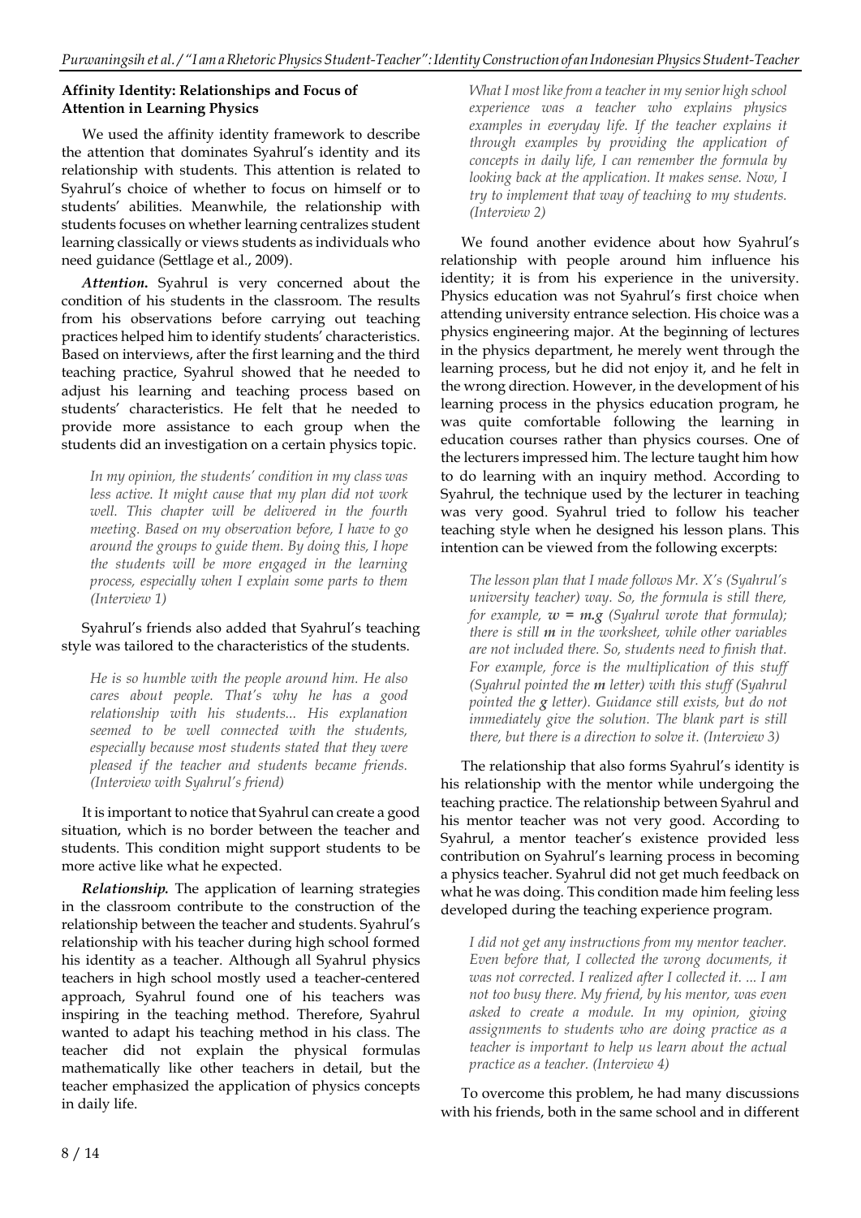### Affinity Identity: Relationships and Focus of Attention in Learning Physics

We used the affinity identity framework to describe the attention that dominates Syahrul's identity and its relationship with students. This attention is related to Syahrul's choice of whether to focus on himself or to students' abilities. Meanwhile, the relationship with students focuses on whether learning centralizes student learning classically or views students as individuals who need guidance (Settlage et al., 2009).

***Attention.*** Syahrul is very concerned about the condition of his students in the classroom. The results from his observations before carrying out teaching practices helped him to identify students' characteristics. Based on interviews, after the first learning and the third teaching practice, Syahrul showed that he needed to adjust his learning and teaching process based on students' characteristics. He felt that he needed to provide more assistance to each group when the students did an investigation on a certain physics topic.

> *In my opinion, the students' condition in my class was less active. It might cause that my plan did not work well. This chapter will be delivered in the fourth meeting. Based on my observation before, I have to go around the groups to guide them. By doing this, I hope the students will be more engaged in the learning process, especially when I explain some parts to them (Interview 1)*

Syahrul's friends also added that Syahrul's teaching style was tailored to the characteristics of the students.

> *He is so humble with the people around him. He also cares about people. That's why he has a good relationship with his students... His explanation seemed to be well connected with the students, especially because most students stated that they were pleased if the teacher and students became friends. (Interview with Syahrul's friend)*

It is important to notice that Syahrul can create a good situation, which is no border between the teacher and students. This condition might support students to be more active like what he expected.

***Relationship.*** The application of learning strategies in the classroom contribute to the construction of the relationship between the teacher and students. Syahrul's relationship with his teacher during high school formed his identity as a teacher. Although all Syahrul physics teachers in high school mostly used a teacher-centered approach, Syahrul found one of his teachers was inspiring in the teaching method. Therefore, Syahrul wanted to adapt his teaching method in his class. The teacher did not explain the physical formulas mathematically like other teachers in detail, but the teacher emphasized the application of physics concepts in daily life.

> *What I most like from a teacher in my senior high school experience was a teacher who explains physics examples in everyday life. If the teacher explains it through examples by providing the application of concepts in daily life, I can remember the formula by looking back at the application. It makes sense. Now, I try to implement that way of teaching to my students. (Interview 2)*

We found another evidence about how Syahrul's relationship with people around him influence his identity; it is from his experience in the university. Physics education was not Syahrul's first choice when attending university entrance selection. His choice was a physics engineering major. At the beginning of lectures in the physics department, he merely went through the learning process, but he did not enjoy it, and he felt in the wrong direction. However, in the development of his learning process in the physics education program, he was quite comfortable following the learning in education courses rather than physics courses. One of the lecturers impressed him. The lecture taught him how to do learning with an inquiry method. According to Syahrul, the technique used by the lecturer in teaching was very good. Syahrul tried to follow his teacher teaching style when he designed his lesson plans. This intention can be viewed from the following excerpts:

> *The lesson plan that I made follows Mr. X's (Syahrul's university teacher) way. So, the formula is still there, for example,* ***w = m.g*** *(Syahrul wrote that formula); there is still* ***m*** *in the worksheet, while other variables are not included there. So, students need to finish that. For example, force is the multiplication of this stuff (Syahrul pointed the* ***m*** *letter) with this stuff (Syahrul pointed the* ***g*** *letter). Guidance still exists, but do not immediately give the solution. The blank part is still there, but there is a direction to solve it. (Interview 3)*

The relationship that also forms Syahrul's identity is his relationship with the mentor while undergoing the teaching practice. The relationship between Syahrul and his mentor teacher was not very good. According to Syahrul, a mentor teacher's existence provided less contribution on Syahrul's learning process in becoming a physics teacher. Syahrul did not get much feedback on what he was doing. This condition made him feeling less developed during the teaching experience program.

> *I did not get any instructions from my mentor teacher. Even before that, I collected the wrong documents, it was not corrected. I realized after I collected it. ... I am not too busy there. My friend, by his mentor, was even asked to create a module. In my opinion, giving assignments to students who are doing practice as a teacher is important to help us learn about the actual practice as a teacher. (Interview 4)*

To overcome this problem, he had many discussions with his friends, both in the same school and in different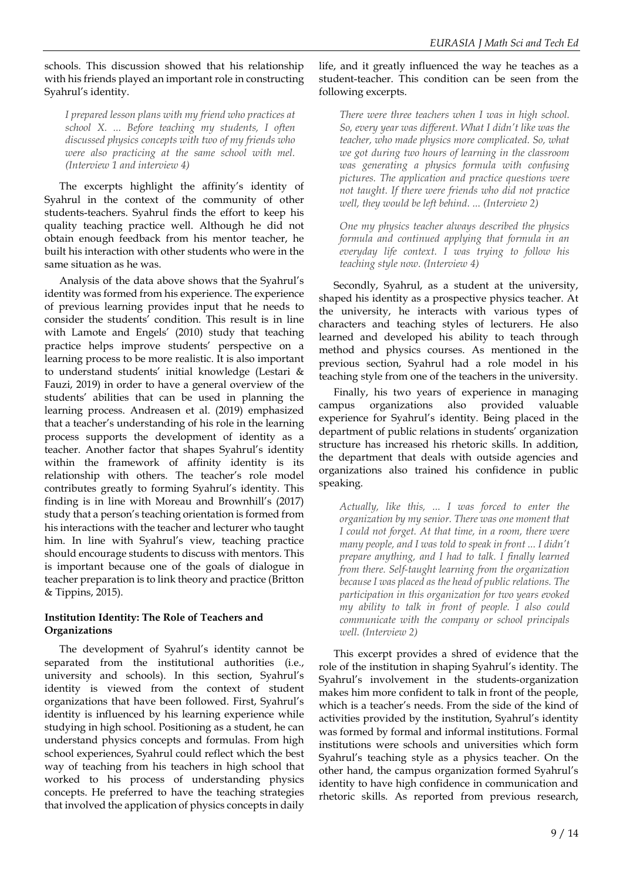schools. This discussion showed that his relationship with his friends played an important role in constructing Syahrul's identity.

> *I prepared lesson plans with my friend who practices at school X. ... Before teaching my students, I often discussed physics concepts with two of my friends who were also practicing at the same school with mel. (Interview 1 and interview 4)*

The excerpts highlight the affinity's identity of Syahrul in the context of the community of other students-teachers. Syahrul finds the effort to keep his quality teaching practice well. Although he did not obtain enough feedback from his mentor teacher, he built his interaction with other students who were in the same situation as he was.

Analysis of the data above shows that the Syahrul's identity was formed from his experience. The experience of previous learning provides input that he needs to consider the students' condition. This result is in line with Lamote and Engels' (2010) study that teaching practice helps improve students' perspective on a learning process to be more realistic. It is also important to understand students' initial knowledge (Lestari & Fauzi, 2019) in order to have a general overview of the students' abilities that can be used in planning the learning process. Andreasen et al. (2019) emphasized that a teacher's understanding of his role in the learning process supports the development of identity as a teacher. Another factor that shapes Syahrul's identity within the framework of affinity identity is its relationship with others. The teacher's role model contributes greatly to forming Syahrul's identity. This finding is in line with Moreau and Brownhill's (2017) study that a person's teaching orientation is formed from his interactions with the teacher and lecturer who taught him. In line with Syahrul's view, teaching practice should encourage students to discuss with mentors. This is important because one of the goals of dialogue in teacher preparation is to link theory and practice (Britton & Tippins, 2015).

### Institution Identity: The Role of Teachers and Organizations

The development of Syahrul's identity cannot be separated from the institutional authorities (i.e., university and schools). In this section, Syahrul's identity is viewed from the context of student organizations that have been followed. First, Syahrul's identity is influenced by his learning experience while studying in high school. Positioning as a student, he can understand physics concepts and formulas. From high school experiences, Syahrul could reflect which the best way of teaching from his teachers in high school that worked to his process of understanding physics concepts. He preferred to have the teaching strategies that involved the application of physics concepts in daily life, and it greatly influenced the way he teaches as a student-teacher. This condition can be seen from the following excerpts.

> *There were three teachers when I was in high school. So, every year was different. What I didn't like was the teacher, who made physics more complicated. So, what we got during two hours of learning in the classroom was generating a physics formula with confusing pictures. The application and practice questions were not taught. If there were friends who did not practice well, they would be left behind. ... (Interview 2)*

> *One my physics teacher always described the physics formula and continued applying that formula in an everyday life context. I was trying to follow his teaching style now. (Interview 4)*

Secondly, Syahrul, as a student at the university, shaped his identity as a prospective physics teacher. At the university, he interacts with various types of characters and teaching styles of lecturers. He also learned and developed his ability to teach through method and physics courses. As mentioned in the previous section, Syahrul had a role model in his teaching style from one of the teachers in the university.

Finally, his two years of experience in managing campus organizations also provided valuable experience for Syahrul's identity. Being placed in the department of public relations in students' organization structure has increased his rhetoric skills. In addition, the department that deals with outside agencies and organizations also trained his confidence in public speaking.

> *Actually, like this, ... I was forced to enter the organization by my senior. There was one moment that I could not forget. At that time, in a room, there were many people, and I was told to speak in front ... I didn't prepare anything, and I had to talk. I finally learned from there. Self-taught learning from the organization because I was placed as the head of public relations. The participation in this organization for two years evoked my ability to talk in front of people. I also could communicate with the company or school principals well. (Interview 2)*

This excerpt provides a shred of evidence that the role of the institution in shaping Syahrul's identity. The Syahrul's involvement in the students-organization makes him more confident to talk in front of the people, which is a teacher's needs. From the side of the kind of activities provided by the institution, Syahrul's identity was formed by formal and informal institutions. Formal institutions were schools and universities which form Syahrul's teaching style as a physics teacher. On the other hand, the campus organization formed Syahrul's identity to have high confidence in communication and rhetoric skills. As reported from previous research,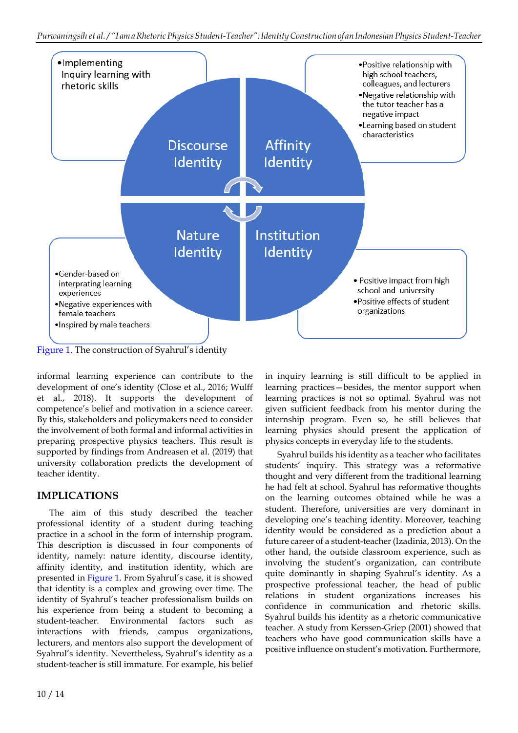- Implementing Inquiry learning with rhetoric skills

Discourse Identity

Affinity Identity

- Positive relationship with high school teachers, colleagues, and lecturers
- Negative relationship with the tutor teacher has a negative impact
- Learning based on student characteristics

Nature Identity

Institution Identity

- Gender-based on interprating learning experiences
- Negative experiences with female teachers
- Inspired by male teachers

- Positive impact from high school and university
- Positive effects of student organizations

Figure 1. The construction of Syahrul's identity

informal learning experience can contribute to the development of one's identity (Close et al., 2016; Wulff et al., 2018). It supports the development of competence's belief and motivation in a science career. By this, stakeholders and policymakers need to consider the involvement of both formal and informal activities in preparing prospective physics teachers. This result is supported by findings from Andreasen et al. (2019) that university collaboration predicts the development of teacher identity.

## IMPLICATIONS

The aim of this study described the teacher professional identity of a student during teaching practice in a school in the form of internship program. This description is discussed in four components of identity, namely: nature identity, discourse identity, affinity identity, and institution identity, which are presented in Figure 1. From Syahrul's case, it is showed that identity is a complex and growing over time. The identity of Syahrul's teacher professionalism builds on his experience from being a student to becoming a student-teacher. Environmental factors such as interactions with friends, campus organizations, lecturers, and mentors also support the development of Syahrul's identity. Nevertheless, Syahrul's identity as a student-teacher is still immature. For example, his belief in inquiry learning is still difficult to be applied in learning practices—besides, the mentor support when learning practices is not so optimal. Syahrul was not given sufficient feedback from his mentor during the internship program. Even so, he still believes that learning physics should present the application of physics concepts in everyday life to the students.

Syahrul builds his identity as a teacher who facilitates students' inquiry. This strategy was a reformative thought and very different from the traditional learning he had felt at school. Syahrul has reformative thoughts on the learning outcomes obtained while he was a student. Therefore, universities are very dominant in developing one's teaching identity. Moreover, teaching identity would be considered as a prediction about a future career of a student-teacher (Izadinia, 2013). On the other hand, the outside classroom experience, such as involving the student's organization, can contribute quite dominantly in shaping Syahrul's identity. As a prospective professional teacher, the head of public relations in student organizations increases his confidence in communication and rhetoric skills. Syahrul builds his identity as a rhetoric communicative teacher. A study from Kerssen-Griep (2001) showed that teachers who have good communication skills have a positive influence on student's motivation. Furthermore,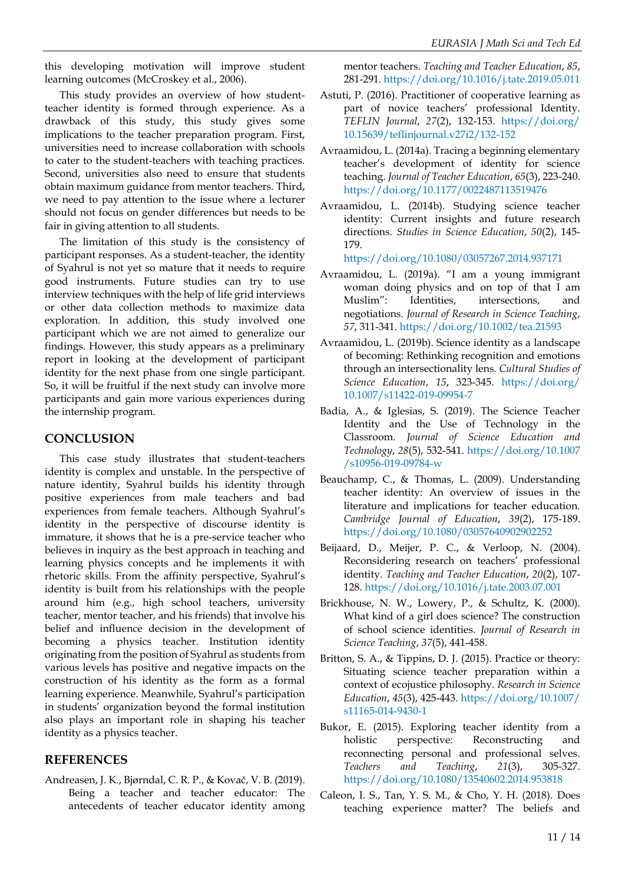this developing motivation will improve student learning outcomes (McCroskey et al., 2006).

This study provides an overview of how student-teacher identity is formed through experience. As a drawback of this study, this study gives some implications to the teacher preparation program. First, universities need to increase collaboration with schools to cater to the student-teachers with teaching practices. Second, universities also need to ensure that students obtain maximum guidance from mentor teachers. Third, we need to pay attention to the issue where a lecturer should not focus on gender differences but needs to be fair in giving attention to all students.

The limitation of this study is the consistency of participant responses. As a student-teacher, the identity of Syahrul is not yet so mature that it needs to require good instruments. Future studies can try to use interview techniques with the help of life grid interviews or other data collection methods to maximize data exploration. In addition, this study involved one participant which we are not aimed to generalize our findings. However, this study appears as a preliminary report in looking at the development of participant identity for the next phase from one single participant. So, it will be fruitful if the next study can involve more participants and gain more various experiences during the internship program.

## CONCLUSION

This case study illustrates that student-teachers identity is complex and unstable. In the perspective of nature identity, Syahrul builds his identity through positive experiences from male teachers and bad experiences from female teachers. Although Syahrul's identity in the perspective of discourse identity is immature, it shows that he is a pre-service teacher who believes in inquiry as the best approach in teaching and learning physics concepts and he implements it with rhetoric skills. From the affinity perspective, Syahrul's identity is built from his relationships with the people around him (e.g., high school teachers, university teacher, mentor teacher, and his friends) that involve his belief and influence decision in the development of becoming a physics teacher. Institution identity originating from the position of Syahrul as students from various levels has positive and negative impacts on the construction of his identity as the form as a formal learning experience. Meanwhile, Syahrul's participation in students' organization beyond the formal institution also plays an important role in shaping his teacher identity as a physics teacher.

## REFERENCES

Andreasen, J. K., Bjørndal, C. R. P., & Kovač, V. B. (2019). Being a teacher and teacher educator: The antecedents of teacher educator identity among mentor teachers. *Teaching and Teacher Education*, *85*, 281-291. https://doi.org/10.1016/j.tate.2019.05.011

Astuti, P. (2016). Practitioner of cooperative learning as part of novice teachers' professional Identity. *TEFLIN Journal*, *27*(2), 132-153. https://doi.org/10.15639/teflinjournal.v27i2/132-152

Avraamidou, L. (2014a). Tracing a beginning elementary teacher's development of identity for science teaching. *Journal of Teacher Education*, *65*(3), 223-240. https://doi.org/10.1177/0022487113519476

Avraamidou, L. (2014b). Studying science teacher identity: Current insights and future research directions. *Studies in Science Education*, *50*(2), 145-179. https://doi.org/10.1080/03057267.2014.937171

Avraamidou, L. (2019a). "I am a young immigrant woman doing physics and on top of that I am Muslim": Identities, intersections, and negotiations. *Journal of Research in Science Teaching*, *57*, 311-341. https://doi.org/10.1002/tea.21593

Avraamidou, L. (2019b). Science identity as a landscape of becoming: Rethinking recognition and emotions through an intersectionality lens. *Cultural Studies of Science Education*, *15*, 323-345. https://doi.org/10.1007/s11422-019-09954-7

Badia, A., & Iglesias, S. (2019). The Science Teacher Identity and the Use of Technology in the Classroom. *Journal of Science Education and Technology*, *28*(5), 532-541. https://doi.org/10.1007/s10956-019-09784-w

Beauchamp, C., & Thomas, L. (2009). Understanding teacher identity: An overview of issues in the literature and implications for teacher education. *Cambridge Journal of Education*, *39*(2), 175-189. https://doi.org/10.1080/03057640902902252

Beijaard, D., Meijer, P. C., & Verloop, N. (2004). Reconsidering research on teachers' professional identity. *Teaching and Teacher Education*, *20*(2), 107-128. https://doi.org/10.1016/j.tate.2003.07.001

Brickhouse, N. W., Lowery, P., & Schultz, K. (2000). What kind of a girl does science? The construction of school science identities. *Journal of Research in Science Teaching*, *37*(5), 441-458.

Britton, S. A., & Tippins, D. J. (2015). Practice or theory: Situating science teacher preparation within a context of ecojustice philosophy. *Research in Science Education*, *45*(3), 425-443. https://doi.org/10.1007/s11165-014-9430-1

Bukor, E. (2015). Exploring teacher identity from a holistic perspective: Reconstructing and reconnecting personal and professional selves. *Teachers and Teaching*, *21*(3), 305-327. https://doi.org/10.1080/13540602.2014.953818

Caleon, I. S., Tan, Y. S. M., & Cho, Y. H. (2018). Does teaching experience matter? The beliefs and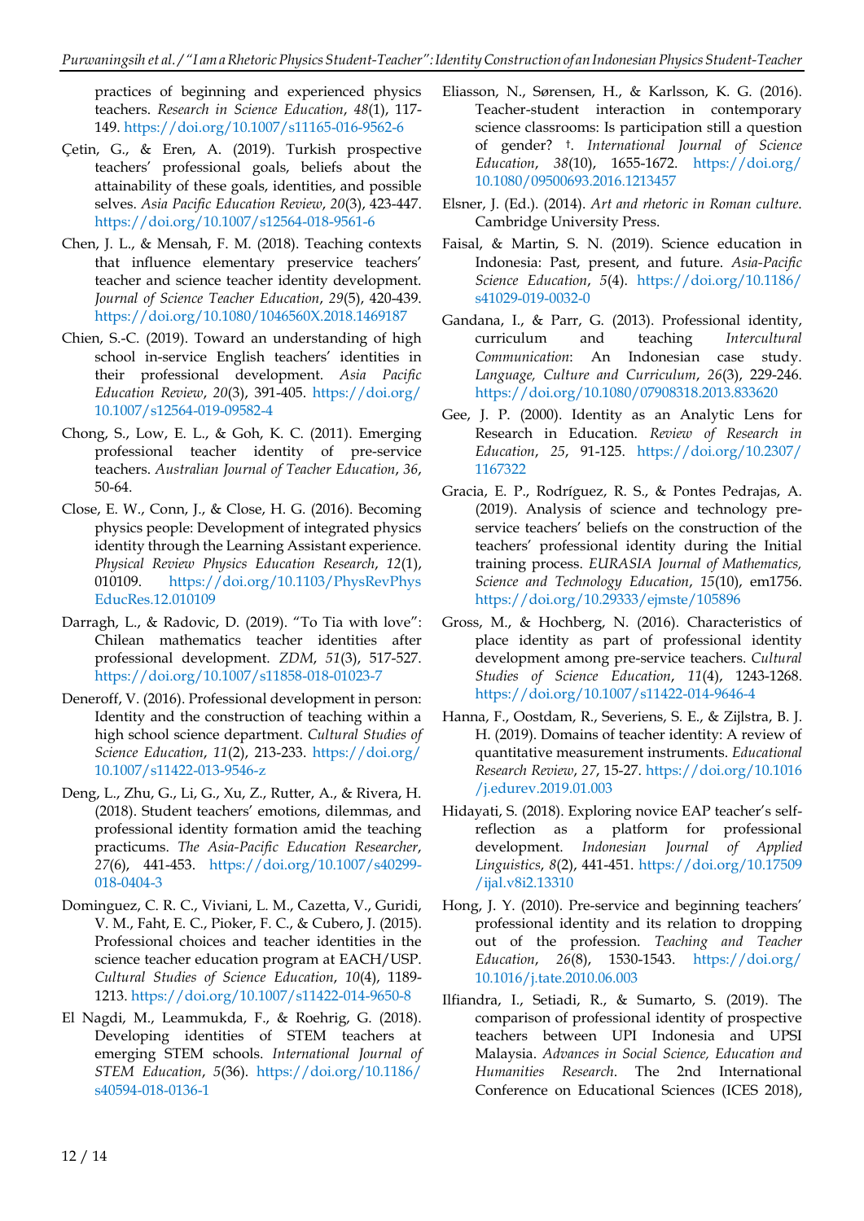practices of beginning and experienced physics teachers. *Research in Science Education*, *48*(1), 117-149. https://doi.org/10.1007/s11165-016-9562-6

Çetin, G., & Eren, A. (2019). Turkish prospective teachers' professional goals, beliefs about the attainability of these goals, identities, and possible selves. *Asia Pacific Education Review*, *20*(3), 423-447. https://doi.org/10.1007/s12564-018-9561-6

Chen, J. L., & Mensah, F. M. (2018). Teaching contexts that influence elementary preservice teachers' teacher and science teacher identity development. *Journal of Science Teacher Education*, *29*(5), 420-439. https://doi.org/10.1080/1046560X.2018.1469187

Chien, S.-C. (2019). Toward an understanding of high school in-service English teachers' identities in their professional development. *Asia Pacific Education Review*, *20*(3), 391-405. https://doi.org/10.1007/s12564-019-09582-4

Chong, S., Low, E. L., & Goh, K. C. (2011). Emerging professional teacher identity of pre-service teachers. *Australian Journal of Teacher Education*, *36*, 50-64.

Close, E. W., Conn, J., & Close, H. G. (2016). Becoming physics people: Development of integrated physics identity through the Learning Assistant experience. *Physical Review Physics Education Research*, *12*(1), 010109. https://doi.org/10.1103/PhysRevPhysEducRes.12.010109

Darragh, L., & Radovic, D. (2019). "To Tia with love": Chilean mathematics teacher identities after professional development. *ZDM*, *51*(3), 517-527. https://doi.org/10.1007/s11858-018-01023-7

Deneroff, V. (2016). Professional development in person: Identity and the construction of teaching within a high school science department. *Cultural Studies of Science Education*, *11*(2), 213-233. https://doi.org/10.1007/s11422-013-9546-z

Deng, L., Zhu, G., Li, G., Xu, Z., Rutter, A., & Rivera, H. (2018). Student teachers' emotions, dilemmas, and professional identity formation amid the teaching practicums. *The Asia-Pacific Education Researcher*, *27*(6), 441-453. https://doi.org/10.1007/s40299-018-0404-3

Dominguez, C. R. C., Viviani, L. M., Cazetta, V., Guridi, V. M., Faht, E. C., Pioker, F. C., & Cubero, J. (2015). Professional choices and teacher identities in the science teacher education program at EACH/USP. *Cultural Studies of Science Education*, *10*(4), 1189-1213. https://doi.org/10.1007/s11422-014-9650-8

El Nagdi, M., Leammukda, F., & Roehrig, G. (2018). Developing identities of STEM teachers at emerging STEM schools. *International Journal of STEM Education*, *5*(36). https://doi.org/10.1186/s40594-018-0136-1

Eliasson, N., Sørensen, H., & Karlsson, K. G. (2016). Teacher-student interaction in contemporary science classrooms: Is participation still a question of gender? †. *International Journal of Science Education*, *38*(10), 1655-1672. https://doi.org/10.1080/09500693.2016.1213457

Elsner, J. (Ed.). (2014). *Art and rhetoric in Roman culture*. Cambridge University Press.

Faisal, & Martin, S. N. (2019). Science education in Indonesia: Past, present, and future. *Asia-Pacific Science Education*, *5*(4). https://doi.org/10.1186/s41029-019-0032-0

Gandana, I., & Parr, G. (2013). Professional identity, curriculum and teaching *Intercultural Communication*: An Indonesian case study. *Language, Culture and Curriculum*, *26*(3), 229-246. https://doi.org/10.1080/07908318.2013.833620

Gee, J. P. (2000). Identity as an Analytic Lens for Research in Education. *Review of Research in Education*, *25*, 91-125. https://doi.org/10.2307/1167322

Gracia, E. P., Rodríguez, R. S., & Pontes Pedrajas, A. (2019). Analysis of science and technology pre-service teachers' beliefs on the construction of the teachers' professional identity during the Initial training process. *EURASIA Journal of Mathematics, Science and Technology Education*, *15*(10), em1756. https://doi.org/10.29333/ejmste/105896

Gross, M., & Hochberg, N. (2016). Characteristics of place identity as part of professional identity development among pre-service teachers. *Cultural Studies of Science Education*, *11*(4), 1243-1268. https://doi.org/10.1007/s11422-014-9646-4

Hanna, F., Oostdam, R., Severiens, S. E., & Zijlstra, B. J. H. (2019). Domains of teacher identity: A review of quantitative measurement instruments. *Educational Research Review*, *27*, 15-27. https://doi.org/10.1016/j.edurev.2019.01.003

Hidayati, S. (2018). Exploring novice EAP teacher's self-reflection as a platform for professional development. *Indonesian Journal of Applied Linguistics*, *8*(2), 441-451. https://doi.org/10.17509/ijal.v8i2.13310

Hong, J. Y. (2010). Pre-service and beginning teachers' professional identity and its relation to dropping out of the profession. *Teaching and Teacher Education*, *26*(8), 1530-1543. https://doi.org/10.1016/j.tate.2010.06.003

Ilfiandra, I., Setiadi, R., & Sumarto, S. (2019). The comparison of professional identity of prospective teachers between UPI Indonesia and UPSI Malaysia. *Advances in Social Science, Education and Humanities Research*. The 2nd International Conference on Educational Sciences (ICES 2018),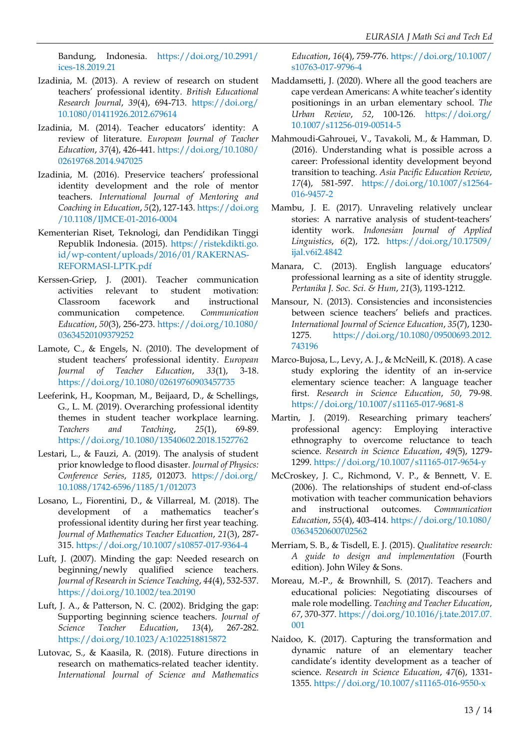Bandung, Indonesia. https://doi.org/10.2991/ices-18.2019.21

Izadinia, M. (2013). A review of research on student teachers' professional identity. *British Educational Research Journal*, *39*(4), 694-713. https://doi.org/10.1080/01411926.2012.679614

Izadinia, M. (2014). Teacher educators' identity: A review of literature. *European Journal of Teacher Education*, *37*(4), 426-441. https://doi.org/10.1080/02619768.2014.947025

Izadinia, M. (2016). Preservice teachers' professional identity development and the role of mentor teachers. *International Journal of Mentoring and Coaching in Education*, *5*(2), 127-143. https://doi.org/10.1108/IJMCE-01-2016-0004

Kementerian Riset, Teknologi, dan Pendidikan Tinggi Republik Indonesia. (2015). https://ristekdikti.go.id/wp-content/uploads/2016/01/RAKERNAS-REFORMASI-LPTK.pdf

Kerssen-Griep, J. (2001). Teacher communication activities relevant to student motivation: Classroom facework and instructional communication competence. *Communication Education*, *50*(3), 256-273. https://doi.org/10.1080/03634520109379252

Lamote, C., & Engels, N. (2010). The development of student teachers' professional identity. *European Journal of Teacher Education*, *33*(1), 3-18. https://doi.org/10.1080/02619760903457735

Leeferink, H., Koopman, M., Beijaard, D., & Schellings, G., L. M. (2019). Overarching professional identity themes in student teacher workplace learning. *Teachers and Teaching*, *25*(1), 69-89. https://doi.org/10.1080/13540602.2018.1527762

Lestari, L., & Fauzi, A. (2019). The analysis of student prior knowledge to flood disaster. *Journal of Physics: Conference Series*, *1185*, 012073. https://doi.org/10.1088/1742-6596/1185/1/012073

Losano, L., Fiorentini, D., & Villarreal, M. (2018). The development of a mathematics teacher's professional identity during her first year teaching. *Journal of Mathematics Teacher Education*, *21*(3), 287-315. https://doi.org/10.1007/s10857-017-9364-4

Luft, J. (2007). Minding the gap: Needed research on beginning/newly qualified science teachers. *Journal of Research in Science Teaching*, *44*(4), 532-537. https://doi.org/10.1002/tea.20190

Luft, J. A., & Patterson, N. C. (2002). Bridging the gap: Supporting beginning science teachers. *Journal of Science Teacher Education*, *13*(4), 267-282. https://doi.org/10.1023/A:1022518815872

Lutovac, S., & Kaasila, R. (2018). Future directions in research on mathematics-related teacher identity. *International Journal of Science and Mathematics Education*, *16*(4), 759-776. https://doi.org/10.1007/s10763-017-9796-4

Maddamsetti, J. (2020). Where all the good teachers are cape verdean Americans: A white teacher's identity positionings in an urban elementary school. *The Urban Review*, *52*, 100-126. https://doi.org/10.1007/s11256-019-00514-5

Mahmoudi-Gahrouei, V., Tavakoli, M., & Hamman, D. (2016). Understanding what is possible across a career: Professional identity development beyond transition to teaching. *Asia Pacific Education Review*, *17*(4), 581-597. https://doi.org/10.1007/s12564-016-9457-2

Mambu, J. E. (2017). Unraveling relatively unclear stories: A narrative analysis of student-teachers' identity work. *Indonesian Journal of Applied Linguistics*, *6*(2), 172. https://doi.org/10.17509/ijal.v6i2.4842

Manara, C. (2013). English language educators' professional learning as a site of identity struggle. *Pertanika J. Soc. Sci. & Hum*, *21*(3), 1193-1212.

Mansour, N. (2013). Consistencies and inconsistencies between science teachers' beliefs and practices. *International Journal of Science Education*, *35*(7), 1230-1275. https://doi.org/10.1080/09500693.2012.743196

Marco-Bujosa, L., Levy, A. J., & McNeill, K. (2018). A case study exploring the identity of an in-service elementary science teacher: A language teacher first. *Research in Science Education*, *50*, 79-98. https://doi.org/10.1007/s11165-017-9681-8

Martin, J. (2019). Researching primary teachers' professional agency: Employing interactive ethnography to overcome reluctance to teach science. *Research in Science Education*, *49*(5), 1279-1299. https://doi.org/10.1007/s11165-017-9654-y

McCroskey, J. C., Richmond, V. P., & Bennett, V. E. (2006). The relationships of student end-of-class motivation with teacher communication behaviors and instructional outcomes. *Communication Education*, *55*(4), 403-414. https://doi.org/10.1080/03634520600702562

Merriam, S. B., & Tisdell, E. J. (2015). *Qualitative research: A guide to design and implementation* (Fourth edition). John Wiley & Sons.

Moreau, M.-P., & Brownhill, S. (2017). Teachers and educational policies: Negotiating discourses of male role modelling. *Teaching and Teacher Education*, *67*, 370-377. https://doi.org/10.1016/j.tate.2017.07.001

Naidoo, K. (2017). Capturing the transformation and dynamic nature of an elementary teacher candidate's identity development as a teacher of science. *Research in Science Education*, *47*(6), 1331-1355. https://doi.org/10.1007/s11165-016-9550-x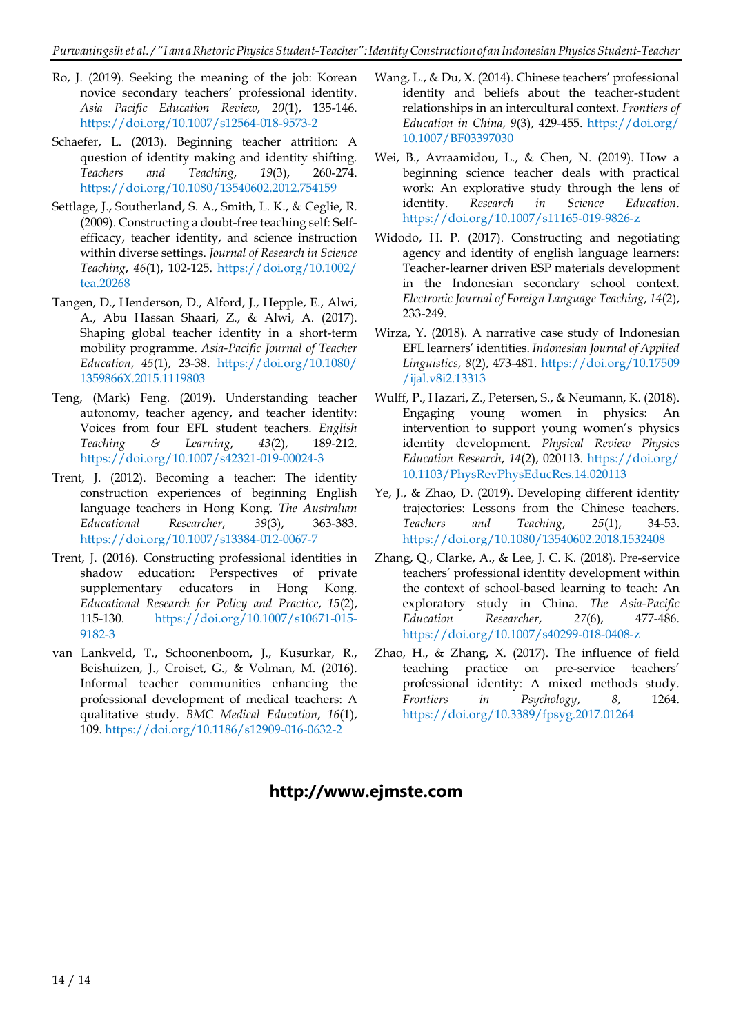Ro, J. (2019). Seeking the meaning of the job: Korean novice secondary teachers' professional identity. *Asia Pacific Education Review*, *20*(1), 135-146. https://doi.org/10.1007/s12564-018-9573-2

Schaefer, L. (2013). Beginning teacher attrition: A question of identity making and identity shifting. *Teachers and Teaching*, *19*(3), 260-274. https://doi.org/10.1080/13540602.2012.754159

Settlage, J., Southerland, S. A., Smith, L. K., & Ceglie, R. (2009). Constructing a doubt-free teaching self: Self-efficacy, teacher identity, and science instruction within diverse settings. *Journal of Research in Science Teaching*, *46*(1), 102-125. https://doi.org/10.1002/tea.20268

Tangen, D., Henderson, D., Alford, J., Hepple, E., Alwi, A., Abu Hassan Shaari, Z., & Alwi, A. (2017). Shaping global teacher identity in a short-term mobility programme. *Asia-Pacific Journal of Teacher Education*, *45*(1), 23-38. https://doi.org/10.1080/1359866X.2015.1119803

Teng, (Mark) Feng. (2019). Understanding teacher autonomy, teacher agency, and teacher identity: Voices from four EFL student teachers. *English Teaching & Learning*, *43*(2), 189-212. https://doi.org/10.1007/s42321-019-00024-3

Trent, J. (2012). Becoming a teacher: The identity construction experiences of beginning English language teachers in Hong Kong. *The Australian Educational Researcher*, *39*(3), 363-383. https://doi.org/10.1007/s13384-012-0067-7

Trent, J. (2016). Constructing professional identities in shadow education: Perspectives of private supplementary educators in Hong Kong. *Educational Research for Policy and Practice*, *15*(2), 115-130. https://doi.org/10.1007/s10671-015-9182-3

van Lankveld, T., Schoonenboom, J., Kusurkar, R., Beishuizen, J., Croiset, G., & Volman, M. (2016). Informal teacher communities enhancing the professional development of medical teachers: A qualitative study. *BMC Medical Education*, *16*(1), 109. https://doi.org/10.1186/s12909-016-0632-2

Wang, L., & Du, X. (2014). Chinese teachers' professional identity and beliefs about the teacher-student relationships in an intercultural context. *Frontiers of Education in China*, *9*(3), 429-455. https://doi.org/10.1007/BF03397030

Wei, B., Avraamidou, L., & Chen, N. (2019). How a beginning science teacher deals with practical work: An explorative study through the lens of identity. *Research in Science Education*. https://doi.org/10.1007/s11165-019-9826-z

Widodo, H. P. (2017). Constructing and negotiating agency and identity of english language learners: Teacher-learner driven ESP materials development in the Indonesian secondary school context. *Electronic Journal of Foreign Language Teaching*, *14*(2), 233-249.

Wirza, Y. (2018). A narrative case study of Indonesian EFL learners' identities. *Indonesian Journal of Applied Linguistics*, *8*(2), 473-481. https://doi.org/10.17509/ijal.v8i2.13313

Wulff, P., Hazari, Z., Petersen, S., & Neumann, K. (2018). Engaging young women in physics: An intervention to support young women's physics identity development. *Physical Review Physics Education Research*, *14*(2), 020113. https://doi.org/10.1103/PhysRevPhysEducRes.14.020113

Ye, J., & Zhao, D. (2019). Developing different identity trajectories: Lessons from the Chinese teachers. *Teachers and Teaching*, *25*(1), 34-53. https://doi.org/10.1080/13540602.2018.1532408

Zhang, Q., Clarke, A., & Lee, J. C. K. (2018). Pre-service teachers' professional identity development within the context of school-based learning to teach: An exploratory study in China. *The Asia-Pacific Education Researcher*, *27*(6), 477-486. https://doi.org/10.1007/s40299-018-0408-z

Zhao, H., & Zhang, X. (2017). The influence of field teaching practice on pre-service teachers' professional identity: A mixed methods study. *Frontiers in Psychology*, *8*, 1264. https://doi.org/10.3389/fpsyg.2017.01264

**http://www.ejmste.com**